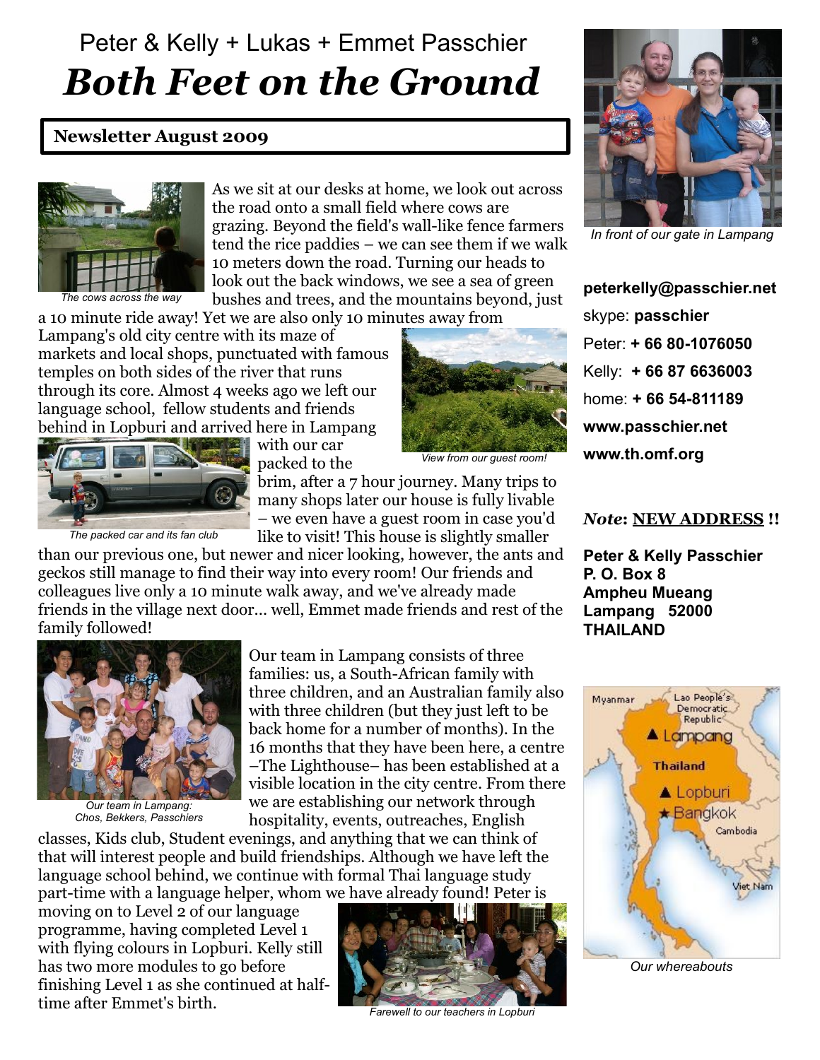Peter & Kelly + Lukas + Emmet Passchier

# *Both Feet on the Ground*

**Newsletter August 2009**

The cows across the way

As we sit at our desks at home, we look out across the road onto a small field where cows are grazing. Beyond the field's wall-like fence farmers tend the rice paddies – we can see them if we walk 10 meters down the road. Turning our heads to look out the back windows, we see a sea of green bushes and trees, and the mountains beyond, just a 10 minute ride away! Yet we are also only 10 minutes away from Lampang's old city centre with its maze of markets and local shops, punctuated with famous temples on both sides of the river that runs through its core. Almost 4 weeks ago we left our language school, fellow students and friends behind in Lopburi and arrived here in Lampang with our car packed to the brim, after a 7 hour journey. Many trips to many shops later our house is fully livable – we even have a guest room in case you'd like to visit! This house is slightly smaller than our previous one, but newer and nicer looking, however, the ants and geckos still manage to find their way into every room! Our friends and colleagues live only a 10 minute walk away, and we've already made friends in the village next door... well, Emmet made friends and rest of the family followed!

View from our guest room!

The packed car and its fan club

Our team in Lampang consists of three families: us, a South-African family with three children, and an Australian family also with three children (but they just left to be back home for a number of months). In the 16 months that they have been here, a centre –The Lighthouse– has been established at a visible location in the city centre. From there we are establishing our network through hospitality, events, outreaches, English classes, Kids club, Student evenings, and anything that we can think of that will interest people and build friendships. Although we have left the language school behind, we continue with formal Thai language study part-time with a language helper, whom we have already found! Peter is moving on to Level 2 of our language programme, having completed Level 1 with flying colours in Lopburi. Kelly still has two more modules to go before finishing Level 1 as she continued at half-time after Emmet's birth.

Our team in Lampang: Chos, Bekkers, Passchiers

Farewell to our teachers in Lopburi

In front of our gate in Lampang

**peterkelly@passchier.net**
skype: **passchier**
Peter: **+ 66 80-1076050**
Kelly: **+ 66 87 6636003**
home: **+ 66 54-811189**
**www.passchier.net**
**www.th.omf.org**

***Note*: NEW ADDRESS !!**

**Peter & Kelly Passchier**
**P. O. Box 8**
**Ampheu Mueang**
**Lampang 52000**
**THAILAND**

Our whereabouts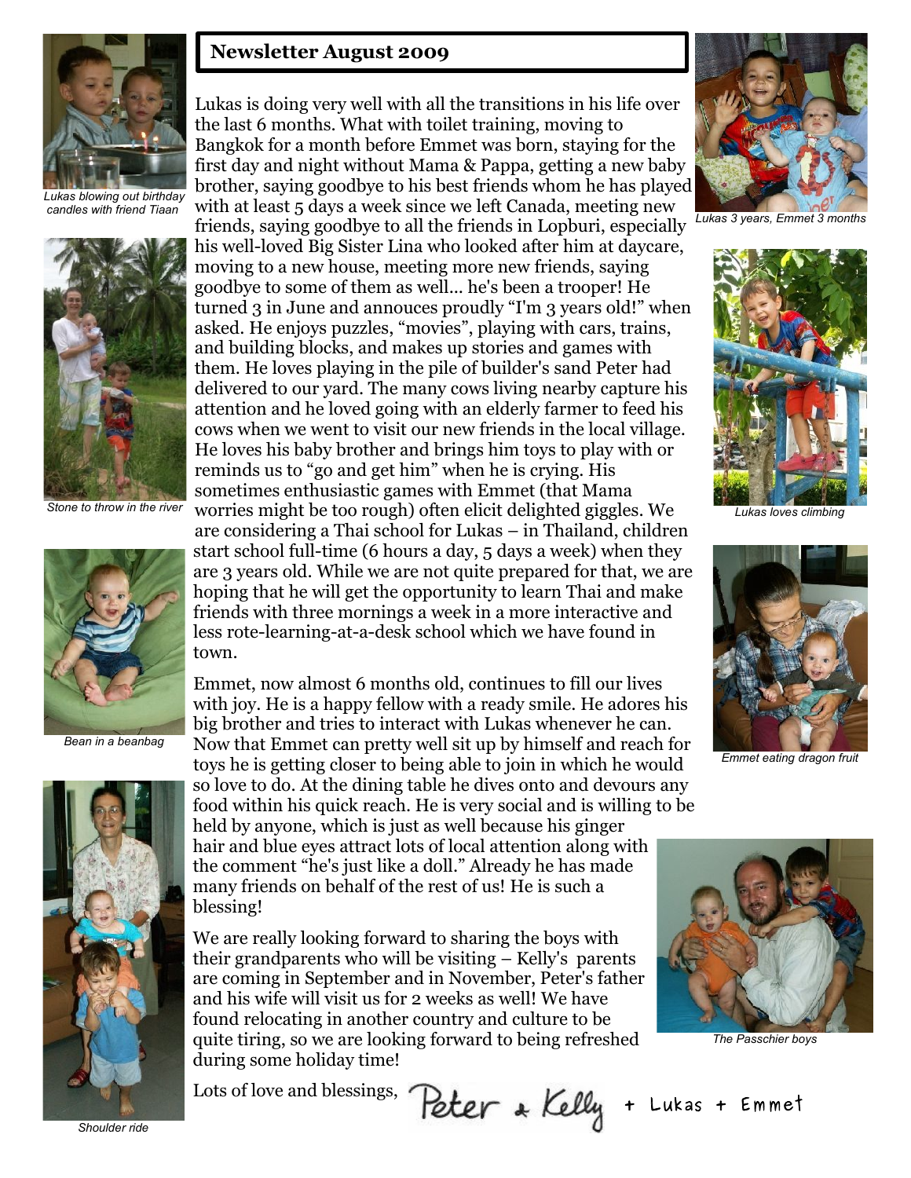## Newsletter August 2009

Lukas is doing very well with all the transitions in his life over the last 6 months. What with toilet training, moving to Bangkok for a month before Emmet was born, staying for the first day and night without Mama & Pappa, getting a new baby brother, saying goodbye to his best friends whom he has played with at least 5 days a week since we left Canada, meeting new friends, saying goodbye to all the friends in Lopburi, especially his well-loved Big Sister Lina who looked after him at daycare, moving to a new house, meeting more new friends, saying goodbye to some of them as well... he's been a trooper! He turned 3 in June and annouces proudly "I'm 3 years old!" when asked. He enjoys puzzles, "movies", playing with cars, trains, and building blocks, and makes up stories and games with them. He loves playing in the pile of builder's sand Peter had delivered to our yard. The many cows living nearby capture his attention and he loved going with an elderly farmer to feed his cows when we went to visit our new friends in the local village. He loves his baby brother and brings him toys to play with or reminds us to "go and get him" when he is crying. His sometimes enthusiastic games with Emmet (that Mama worries might be too rough) often elicit delighted giggles. We are considering a Thai school for Lukas – in Thailand, children start school full-time (6 hours a day, 5 days a week) when they are 3 years old. While we are not quite prepared for that, we are hoping that he will get the opportunity to learn Thai and make friends with three mornings a week in a more interactive and less rote-learning-at-a-desk school which we have found in town.

Emmet, now almost 6 months old, continues to fill our lives with joy. He is a happy fellow with a ready smile. He adores his big brother and tries to interact with Lukas whenever he can. Now that Emmet can pretty well sit up by himself and reach for toys he is getting closer to being able to join in which he would so love to do. At the dining table he dives onto and devours any food within his quick reach. He is very social and is willing to be held by anyone, which is just as well because his ginger hair and blue eyes attract lots of local attention along with the comment "he's just like a doll." Already he has made many friends on behalf of the rest of us! He is such a blessing!

We are really looking forward to sharing the boys with their grandparents who will be visiting – Kelly's parents are coming in September and in November, Peter's father and his wife will visit us for 2 weeks as well! We have found relocating in another country and culture to be quite tiring, so we are looking forward to being refreshed during some holiday time!

Lots of love and blessings, Peter & Kelly + Lukas + Emmet

Lukas blowing out birthday candles with friend Tiaan

Stone to throw in the river

Bean in a beanbag

Shoulder ride

Lukas 3 years, Emmet 3 months

Lukas loves climbing

Emmet eating dragon fruit

The Passchier boys